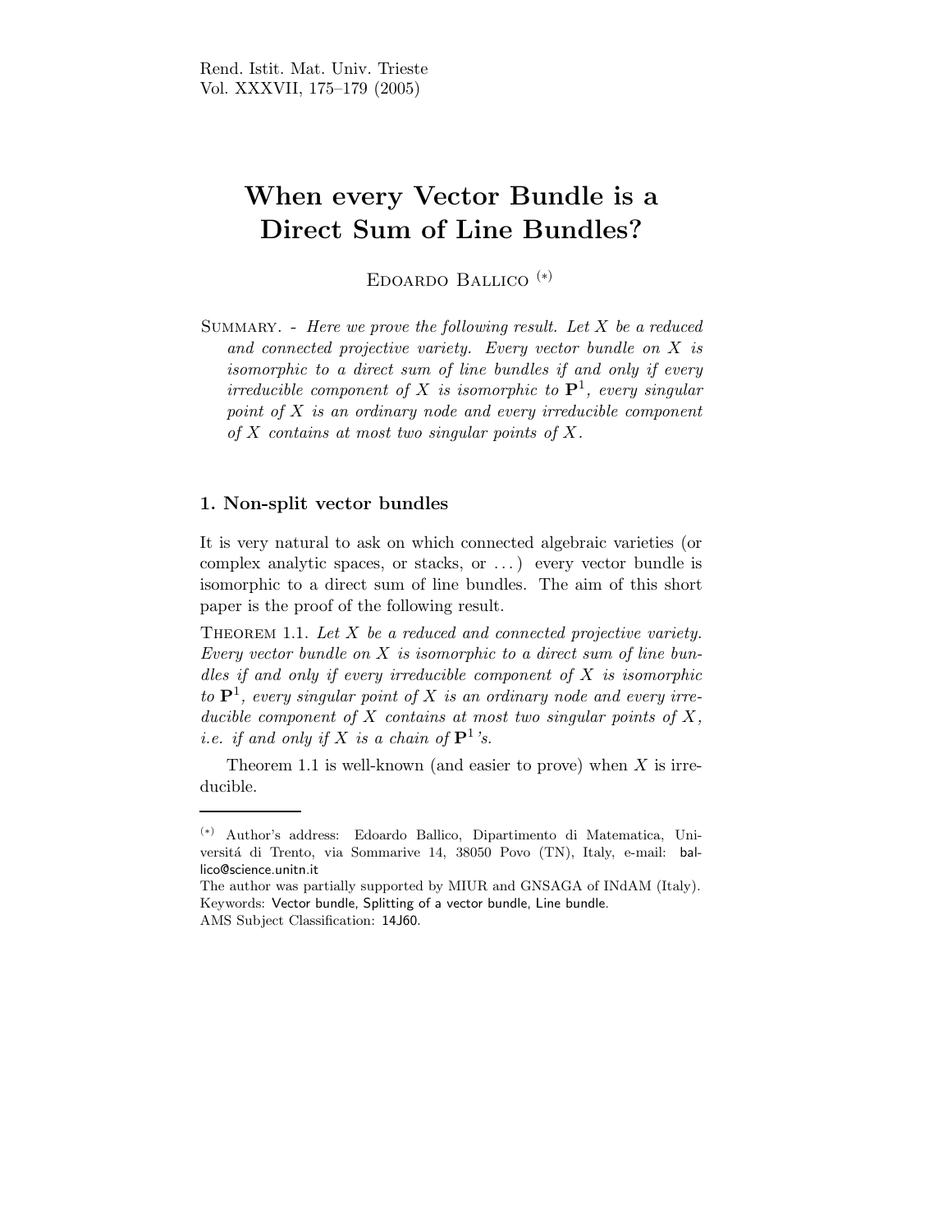# When every Vector Bundle is a Direct Sum of Line Bundles?

Edoardo Ballico (*)

Summary. - *Here we prove the following result. Let $X$ be a reduced and connected projective variety. Every vector bundle on $X$ is isomorphic to a direct sum of line bundles if and only if every irreducible component of $X$ is isomorphic to $\mathbf{P}^1$, every singular point of $X$ is an ordinary node and every irreducible component of $X$ contains at most two singular points of $X$.*

## 1. Non-split vector bundles

It is very natural to ask on which connected algebraic varieties (or complex analytic spaces, or stacks, or ...) every vector bundle is isomorphic to a direct sum of line bundles. The aim of this short paper is the proof of the following result.

Theorem 1.1. *Let $X$ be a reduced and connected projective variety. Every vector bundle on $X$ is isomorphic to a direct sum of line bundles if and only if every irreducible component of $X$ is isomorphic to $\mathbf{P}^1$, every singular point of $X$ is an ordinary node and every irreducible component of $X$ contains at most two singular points of $X$, i.e. if and only if $X$ is a chain of $\mathbf{P}^1$'s.*

Theorem 1.1 is well-known (and easier to prove) when $X$ is irreducible.

---

(*) Author's address: Edoardo Ballico, Dipartimento di Matematica, Universitá di Trento, via Sommarive 14, 38050 Povo (TN), Italy, e-mail: ballico@science.unitn.it

The author was partially supported by MIUR and GNSAGA of INdAM (Italy).

Keywords: Vector bundle, Splitting of a vector bundle, Line bundle.

AMS Subject Classification: 14J60.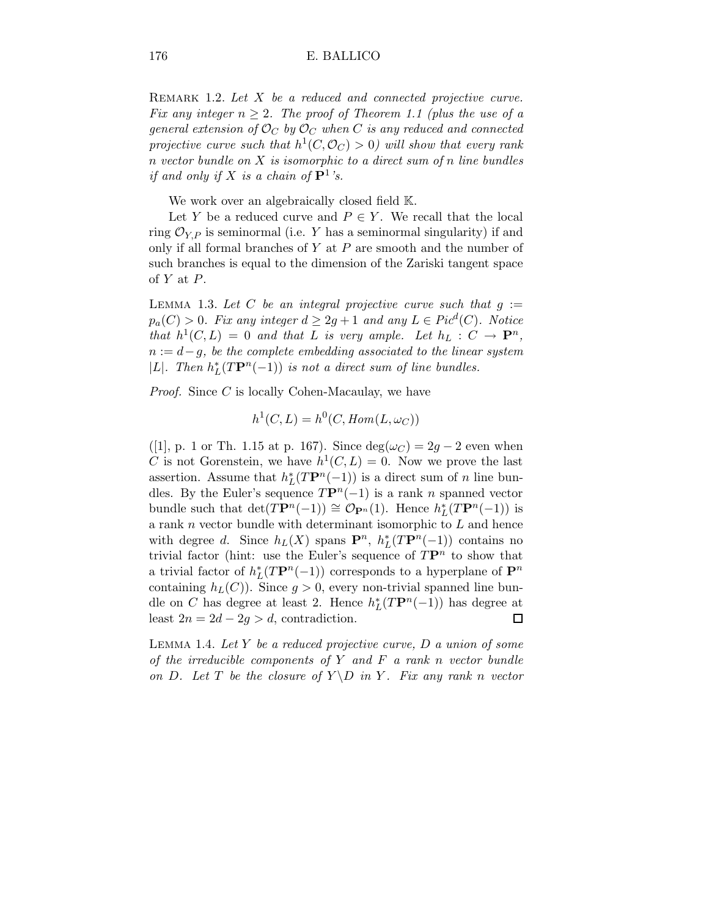REMARK 1.2. *Let $X$ be a reduced and connected projective curve. Fix any integer $n \geq 2$. The proof of Theorem 1.1 (plus the use of a general extension of $\mathcal{O}_C$ by $\mathcal{O}_C$ when $C$ is any reduced and connected projective curve such that $h^1(C, \mathcal{O}_C) > 0$) will show that every rank $n$ vector bundle on $X$ is isomorphic to a direct sum of $n$ line bundles if and only if $X$ is a chain of $\mathbf{P}^1$'s.*

We work over an algebraically closed field $\mathbb{K}$.

Let $Y$ be a reduced curve and $P \in Y$. We recall that the local ring $\mathcal{O}_{Y,P}$ is seminormal (i.e. $Y$ has a seminormal singularity) if and only if all formal branches of $Y$ at $P$ are smooth and the number of such branches is equal to the dimension of the Zariski tangent space of $Y$ at $P$.

LEMMA 1.3. *Let $C$ be an integral projective curve such that $g := p_a(C) > 0$. Fix any integer $d \geq 2g + 1$ and any $L \in Pic^d(C)$. Notice that $h^1(C, L) = 0$ and that $L$ is very ample. Let $h_L : C \to \mathbf{P}^n$, $n := d - g$, be the complete embedding associated to the linear system $|L|$. Then $h_L^*(T\mathbf{P}^n(-1))$ is not a direct sum of line bundles.*

*Proof.* Since $C$ is locally Cohen-Macaulay, we have

$$h^1(C, L) = h^0(C, Hom(L, \omega_C))$$

([1], p. 1 or Th. 1.15 at p. 167). Since $\deg(\omega_C) = 2g - 2$ even when $C$ is not Gorenstein, we have $h^1(C, L) = 0$. Now we prove the last assertion. Assume that $h_L^*(T\mathbf{P}^n(-1))$ is a direct sum of $n$ line bundles. By the Euler's sequence $T\mathbf{P}^n(-1)$ is a rank $n$ spanned vector bundle such that $\det(T\mathbf{P}^n(-1)) \cong \mathcal{O}_{\mathbf{P}^n}(1)$. Hence $h_L^*(T\mathbf{P}^n(-1))$ is a rank $n$ vector bundle with determinant isomorphic to $L$ and hence with degree $d$. Since $h_L(X)$ spans $\mathbf{P}^n$, $h_L^*(T\mathbf{P}^n(-1))$ contains no trivial factor (hint: use the Euler's sequence of $T\mathbf{P}^n$ to show that a trivial factor of $h_L^*(T\mathbf{P}^n(-1))$ corresponds to a hyperplane of $\mathbf{P}^n$ containing $h_L(C)$). Since $g > 0$, every non-trivial spanned line bundle on $C$ has degree at least 2. Hence $h_L^*(T\mathbf{P}^n(-1))$ has degree at least $2n = 2d - 2g > d$, contradiction. $\square$

LEMMA 1.4. *Let $Y$ be a reduced projective curve, $D$ a union of some of the irreducible components of $Y$ and $F$ a rank $n$ vector bundle on $D$. Let $T$ be the closure of $Y \backslash D$ in $Y$. Fix any rank $n$ vector*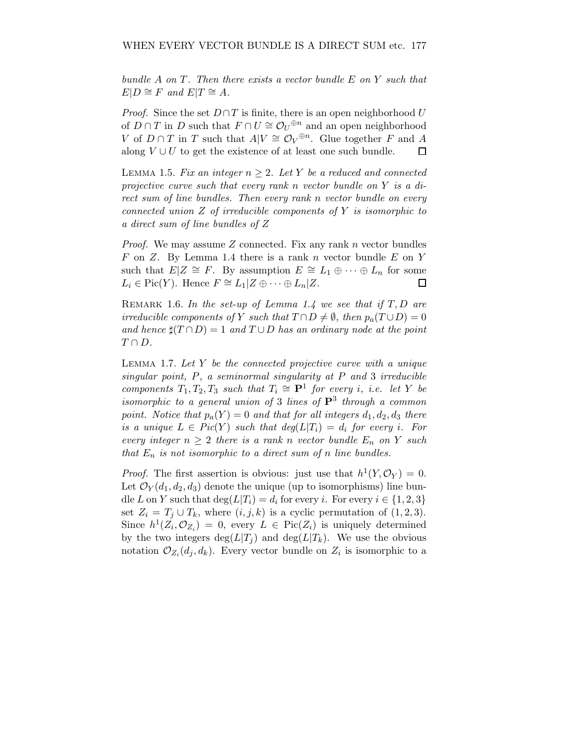*bundle $A$ on $T$. Then there exists a vector bundle $E$ on $Y$ such that $E|D \cong F$ and $E|T \cong A$.*

*Proof.* Since the set $D \cap T$ is finite, there is an open neighborhood $U$ of $D \cap T$ in $D$ such that $F \cap U \cong \mathcal{O}_U{}^{\oplus n}$ and an open neighborhood $V$ of $D \cap T$ in $T$ such that $A|V \cong \mathcal{O}_V{}^{\oplus n}$. Glue together $F$ and $A$ along $V \cup U$ to get the existence of at least one such bundle. □

LEMMA 1.5. *Fix an integer $n \geq 2$. Let $Y$ be a reduced and connected projective curve such that every rank $n$ vector bundle on $Y$ is a direct sum of line bundles. Then every rank $n$ vector bundle on every connected union $Z$ of irreducible components of $Y$ is isomorphic to a direct sum of line bundles of $Z$*

*Proof.* We may assume $Z$ connected. Fix any rank $n$ vector bundles $F$ on $Z$. By Lemma 1.4 there is a rank $n$ vector bundle $E$ on $Y$ such that $E|Z \cong F$. By assumption $E \cong L_1 \oplus \cdots \oplus L_n$ for some $L_i \in \mathrm{Pic}(Y)$. Hence $F \cong L_1|Z \oplus \cdots \oplus L_n|Z$. □

REMARK 1.6. *In the set-up of Lemma 1.4 we see that if $T, D$ are irreducible components of $Y$ such that $T \cap D \neq \emptyset$, then $p_a(T \cup D) = 0$ and hence $\sharp(T \cap D) = 1$ and $T \cup D$ has an ordinary node at the point $T \cap D$.*

LEMMA 1.7. *Let $Y$ be the connected projective curve with a unique singular point, $P$, a seminormal singularity at $P$ and 3 irreducible components $T_1, T_2, T_3$ such that $T_i \cong \mathbf{P}^1$ for every $i$, i.e. let $Y$ be isomorphic to a general union of 3 lines of $\mathbf{P}^3$ through a common point. Notice that $p_a(Y) = 0$ and that for all integers $d_1, d_2, d_3$ there is a unique $L \in Pic(Y)$ such that $deg(L|T_i) = d_i$ for every $i$. For every integer $n \geq 2$ there is a rank $n$ vector bundle $E_n$ on $Y$ such that $E_n$ is not isomorphic to a direct sum of $n$ line bundles.*

*Proof.* The first assertion is obvious: just use that $h^1(Y, \mathcal{O}_Y) = 0$. Let $\mathcal{O}_Y(d_1, d_2, d_3)$ denote the unique (up to isomorphisms) line bundle $L$ on $Y$ such that $\deg(L|T_i) = d_i$ for every $i$. For every $i \in \{1, 2, 3\}$ set $Z_i = T_j \cup T_k$, where $(i, j, k)$ is a cyclic permutation of $(1, 2, 3)$. Since $h^1(Z_i, \mathcal{O}_{Z_i}) = 0$, every $L \in \mathrm{Pic}(Z_i)$ is uniquely determined by the two integers $\deg(L|T_j)$ and $\deg(L|T_k)$. We use the obvious notation $\mathcal{O}_{Z_i}(d_j, d_k)$. Every vector bundle on $Z_i$ is isomorphic to a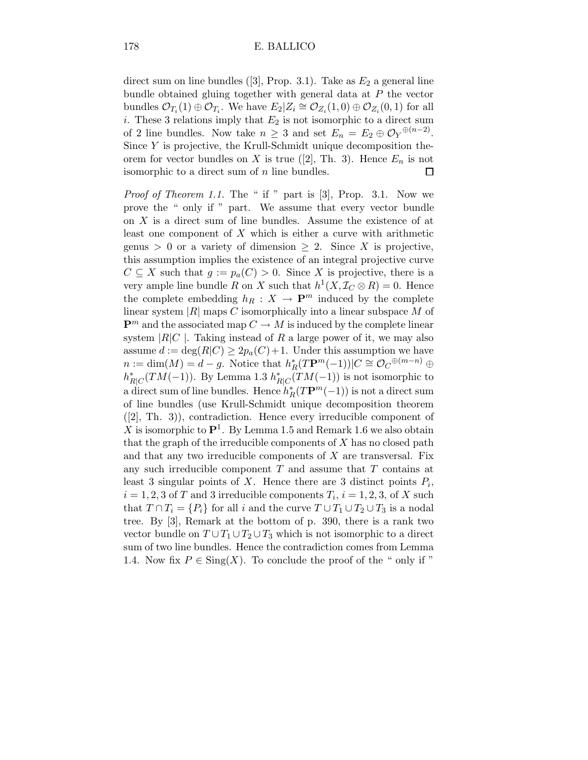direct sum on line bundles ([3], Prop. 3.1). Take as $E_2$ a general line bundle obtained gluing together with general data at $P$ the vector bundles $\mathcal{O}_{T_i}(1) \oplus \mathcal{O}_{T_i}$. We have $E_2|Z_i \cong \mathcal{O}_{Z_i}(1,0) \oplus \mathcal{O}_{Z_i}(0,1)$ for all $i$. These 3 relations imply that $E_2$ is not isomorphic to a direct sum of 2 line bundles. Now take $n \geq 3$ and set $E_n = E_2 \oplus \mathcal{O}_Y{}^{\oplus(n-2)}$. Since $Y$ is projective, the Krull-Schmidt unique decomposition theorem for vector bundles on $X$ is true ([2], Th. 3). Hence $E_n$ is not isomorphic to a direct sum of $n$ line bundles. $\square$

*Proof of Theorem 1.1.* The " if " part is [3], Prop. 3.1. Now we prove the " only if " part. We assume that every vector bundle on $X$ is a direct sum of line bundles. Assume the existence of at least one component of $X$ which is either a curve with arithmetic genus $> 0$ or a variety of dimension $\geq 2$. Since $X$ is projective, this assumption implies the existence of an integral projective curve $C \subseteq X$ such that $g := p_a(C) > 0$. Since $X$ is projective, there is a very ample line bundle $R$ on $X$ such that $h^1(X, \mathcal{I}_C \otimes R) = 0$. Hence the complete embedding $h_R : X \to \mathbf{P}^m$ induced by the complete linear system $|R|$ maps $C$ isomorphically into a linear subspace $M$ of $\mathbf{P}^m$ and the associated map $C \to M$ is induced by the complete linear system $|R|C|$. Taking instead of $R$ a large power of it, we may also assume $d := \deg(R|C) \geq 2p_a(C)+1$. Under this assumption we have $n := \dim(M) = d - g$. Notice that $h_R^*(T\mathbf{P}^m(-1))|C \cong \mathcal{O}_C{}^{\oplus(m-n)} \oplus h_{R|C}^*(TM(-1))$. By Lemma 1.3 $h_{R|C}^*(TM(-1))$ is not isomorphic to a direct sum of line bundles. Hence $h_R^*(T\mathbf{P}^m(-1))$ is not a direct sum of line bundles (use Krull-Schmidt unique decomposition theorem ([2], Th. 3)), contradiction. Hence every irreducible component of $X$ is isomorphic to $\mathbf{P}^1$. By Lemma 1.5 and Remark 1.6 we also obtain that the graph of the irreducible components of $X$ has no closed path and that any two irreducible components of $X$ are transversal. Fix any such irreducible component $T$ and assume that $T$ contains at least 3 singular points of $X$. Hence there are 3 distinct points $P_i$, $i = 1, 2, 3$ of $T$ and 3 irreducible components $T_i$, $i = 1, 2, 3$, of $X$ such that $T \cap T_i = \{P_i\}$ for all $i$ and the curve $T \cup T_1 \cup T_2 \cup T_3$ is a nodal tree. By [3], Remark at the bottom of p. 390, there is a rank two vector bundle on $T \cup T_1 \cup T_2 \cup T_3$ which is not isomorphic to a direct sum of two line bundles. Hence the contradiction comes from Lemma 1.4. Now fix $P \in \mathrm{Sing}(X)$. To conclude the proof of the " only if "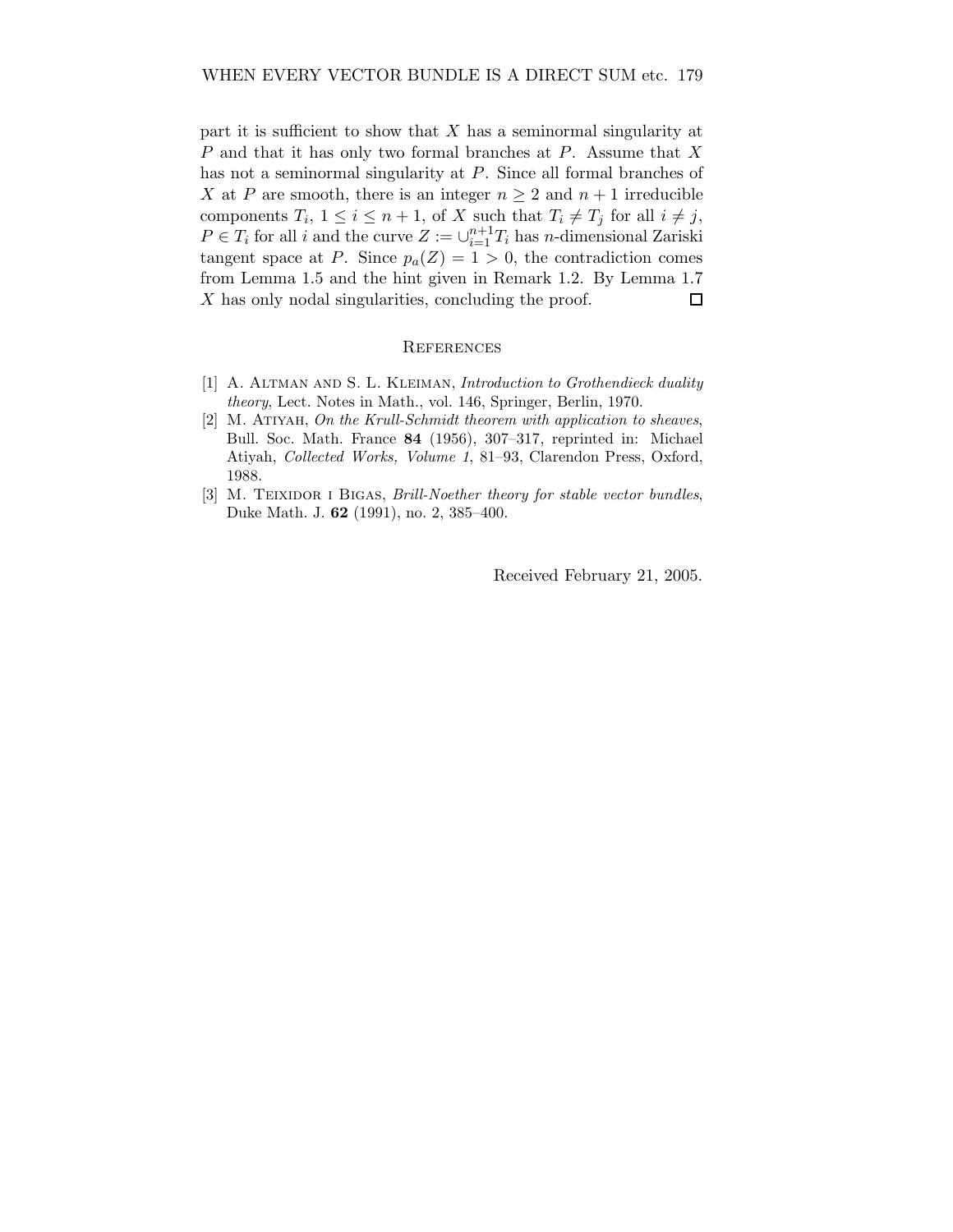part it is sufficient to show that $X$ has a seminormal singularity at $P$ and that it has only two formal branches at $P$. Assume that $X$ has not a seminormal singularity at $P$. Since all formal branches of $X$ at $P$ are smooth, there is an integer $n \geq 2$ and $n+1$ irreducible components $T_i$, $1 \leq i \leq n+1$, of $X$ such that $T_i \neq T_j$ for all $i \neq j$, $P \in T_i$ for all $i$ and the curve $Z := \cup_{i=1}^{n+1} T_i$ has $n$-dimensional Zariski tangent space at $P$. Since $p_a(Z) = 1 > 0$, the contradiction comes from Lemma 1.5 and the hint given in Remark 1.2. By Lemma 1.7 $X$ has only nodal singularities, concluding the proof. □

## References

[1] A. Altman and S. L. Kleiman, *Introduction to Grothendieck duality theory*, Lect. Notes in Math., vol. 146, Springer, Berlin, 1970.

[2] M. Atiyah, *On the Krull-Schmidt theorem with application to sheaves*, Bull. Soc. Math. France **84** (1956), 307–317, reprinted in: Michael Atiyah, *Collected Works, Volume 1*, 81–93, Clarendon Press, Oxford, 1988.

[3] M. Teixidor i Bigas, *Brill-Noether theory for stable vector bundles*, Duke Math. J. **62** (1991), no. 2, 385–400.

Received February 21, 2005.